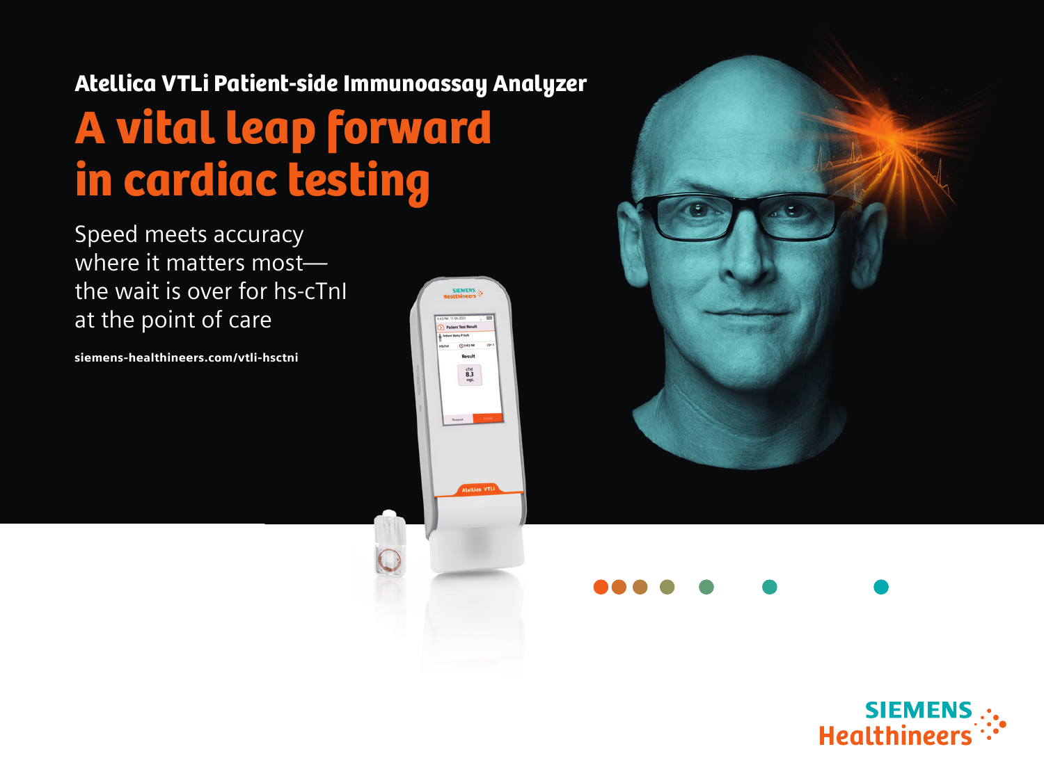## Atellica VTLi Patient-side Immunoassay Analyzer

# A vital leap forward in cardiac testing

Speed meets accuracy where it matters most—the wait is over for hs-cTnI at the point of care

**siemens-healthineers.com/vtli-hsctni**

SIEMENS Healthineers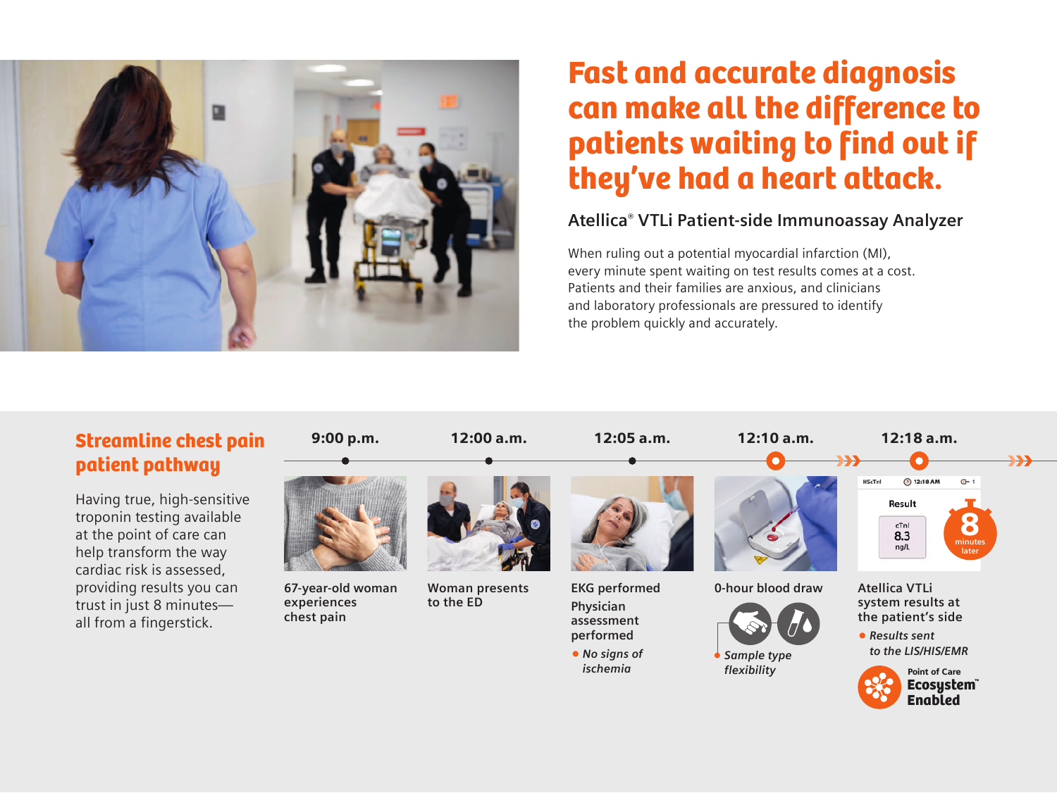# Fast and accurate diagnosis can make all the difference to patients waiting to find out if they've had a heart attack.

## Atellica® VTLi Patient-side Immunoassay Analyzer

When ruling out a potential myocardial infarction (MI), every minute spent waiting on test results comes at a cost. Patients and their families are anxious, and clinicians and laboratory professionals are pressured to identify the problem quickly and accurately.

## Streamline chest pain patient pathway

Having true, high-sensitive troponin testing available at the point of care can help transform the way cardiac risk is assessed, providing results you can trust in just 8 minutes—all from a fingerstick.

**9:00 p.m.**
67-year-old woman experiences chest pain

**12:00 a.m.**
Woman presents to the ED

**12:05 a.m.**
EKG performed

Physician assessment performed

- *No signs of ischemia*

**12:10 a.m.**
0-hour blood draw

- *Sample type flexibility*

**12:18 a.m.**

HScTnI 12:18 AM
Result
cTnI 8.3 ng/L
8 minutes later

Atellica VTLi system results at the patient's side

- *Results sent to the LIS/HIS/EMR*

Point of Care Ecosystem™ Enabled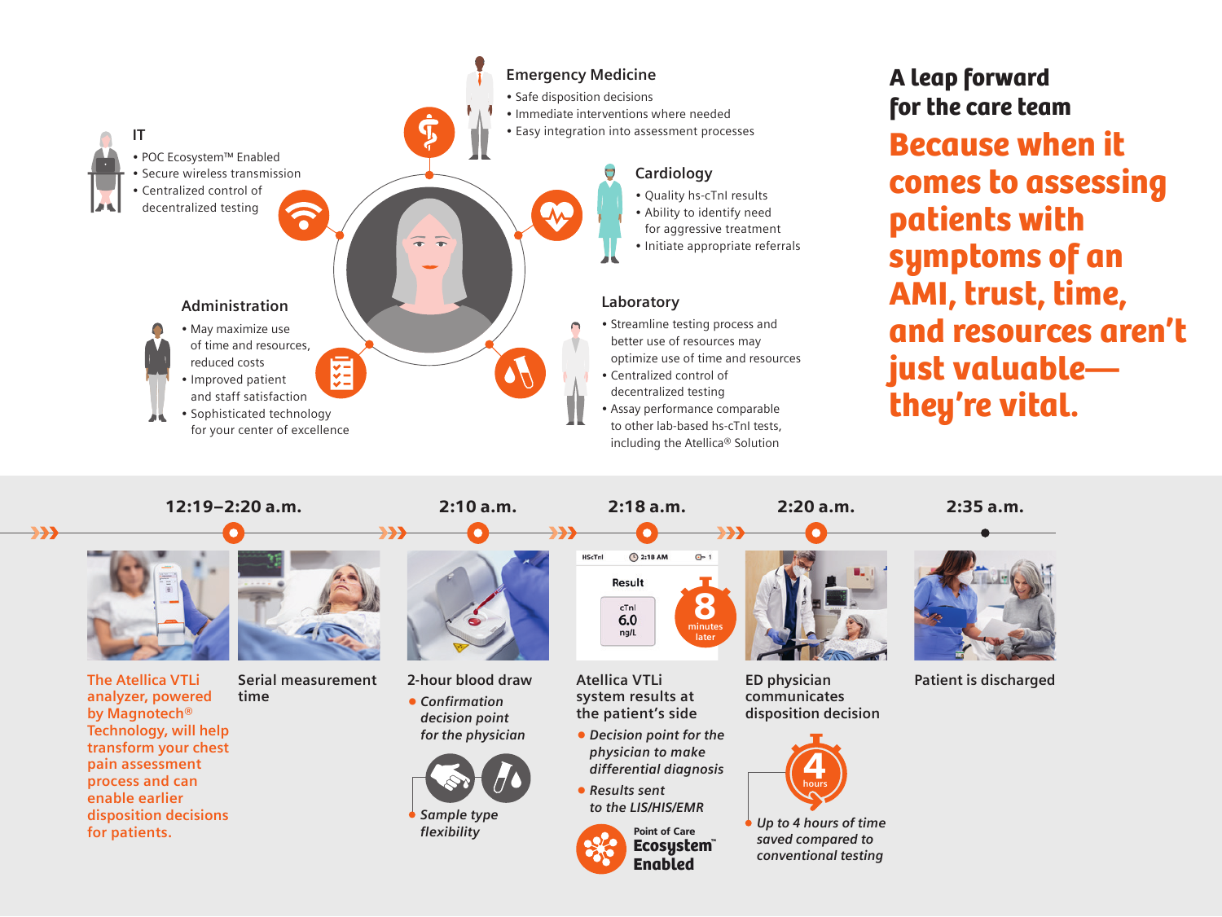## A leap forward for the care team

**Because when it comes to assessing patients with symptoms of an AMI, trust, time, and resources aren't just valuable—they're vital.**

### IT

- POC Ecosystem™ Enabled
- Secure wireless transmission
- Centralized control of decentralized testing

### Emergency Medicine

- Safe disposition decisions
- Immediate interventions where needed
- Easy integration into assessment processes

### Cardiology

- Quality hs-cTnI results
- Ability to identify need for aggressive treatment
- Initiate appropriate referrals

### Administration

- May maximize use of time and resources, reduced costs
- Improved patient and staff satisfaction
- Sophisticated technology for your center of excellence

### Laboratory

- Streamline testing process and better use of resources may optimize use of time and resources
- Centralized control of decentralized testing
- Assay performance comparable to other lab-based hs-cTnI tests, including the Atellica® Solution

---

**12:19–2:20 a.m.**

The Atellica VTLi analyzer, powered by Magnotech® Technology, will help transform your chest pain assessment process and can enable earlier disposition decisions for patients.

Serial measurement time

**2:10 a.m.**

2-hour blood draw

- *Confirmation decision point for the physician*
- *Sample type flexibility*

**2:18 a.m.**

HScTnI | 2:18 AM | Result: cTnI 6.0 ng/L | 8 minutes later

Atellica VTLi system results at the patient's side

- *Decision point for the physician to make differential diagnosis*
- *Results sent to the LIS/HIS/EMR*

Point of Care Ecosystem™ Enabled

**2:20 a.m.**

ED physician communicates disposition decision

4 hours

- *Up to 4 hours of time saved compared to conventional testing*

**2:35 a.m.**

Patient is discharged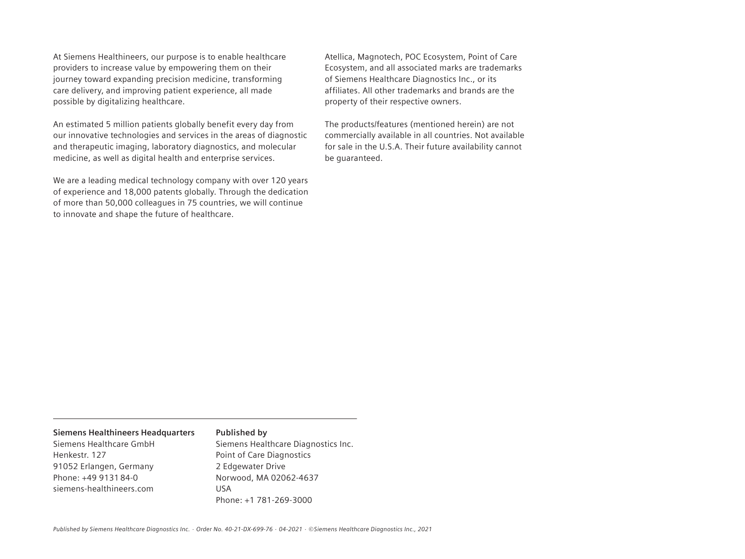At Siemens Healthineers, our purpose is to enable healthcare providers to increase value by empowering them on their journey toward expanding precision medicine, transforming care delivery, and improving patient experience, all made possible by digitalizing healthcare.

An estimated 5 million patients globally benefit every day from our innovative technologies and services in the areas of diagnostic and therapeutic imaging, laboratory diagnostics, and molecular medicine, as well as digital health and enterprise services.

We are a leading medical technology company with over 120 years of experience and 18,000 patents globally. Through the dedication of more than 50,000 colleagues in 75 countries, we will continue to innovate and shape the future of healthcare.

Atellica, Magnotech, POC Ecosystem, Point of Care Ecosystem, and all associated marks are trademarks of Siemens Healthcare Diagnostics Inc., or its affiliates. All other trademarks and brands are the property of their respective owners.

The products/features (mentioned herein) are not commercially available in all countries. Not available for sale in the U.S.A. Their future availability cannot be guaranteed.

---

**Siemens Healthineers Headquarters**
Siemens Healthcare GmbH
Henkestr. 127
91052 Erlangen, Germany
Phone: +49 9131 84-0
siemens-healthineers.com

**Published by**
Siemens Healthcare Diagnostics Inc.
Point of Care Diagnostics
2 Edgewater Drive
Norwood, MA 02062-4637
USA
Phone: +1 781-269-3000

*Published by Siemens Healthcare Diagnostics Inc. · Order No. 40-21-DX-699-76 · 04-2021 · ©Siemens Healthcare Diagnostics Inc., 2021*